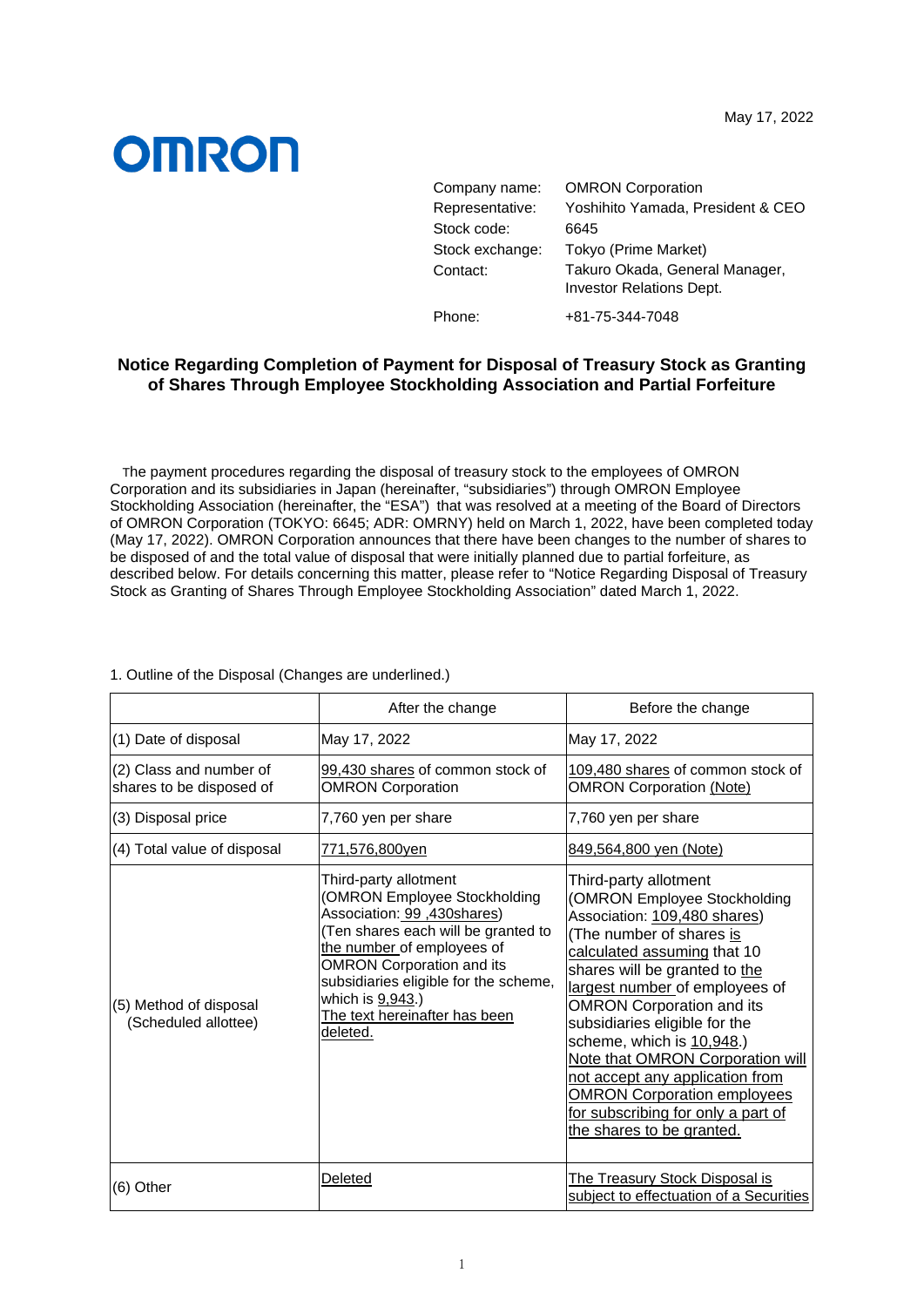May 17, 2022

OMRON

| | |
|---|---|
| Company name: | OMRON Corporation |
| Representative: | Yoshihito Yamada, President & CEO |
| Stock code: | 6645 |
| Stock exchange: | Tokyo (Prime Market) |
| Contact: | Takuro Okada, General Manager, Investor Relations Dept. |
| Phone: | +81-75-344-7048 |

# Notice Regarding Completion of Payment for Disposal of Treasury Stock as Granting of Shares Through Employee Stockholding Association and Partial Forfeiture

The payment procedures regarding the disposal of treasury stock to the employees of OMRON Corporation and its subsidiaries in Japan (hereinafter, "subsidiaries") through OMRON Employee Stockholding Association (hereinafter, the "ESA") that was resolved at a meeting of the Board of Directors of OMRON Corporation (TOKYO: 6645; ADR: OMRNY) held on March 1, 2022, have been completed today (May 17, 2022). OMRON Corporation announces that there have been changes to the number of shares to be disposed of and the total value of disposal that were initially planned due to partial forfeiture, as described below. For details concerning this matter, please refer to "Notice Regarding Disposal of Treasury Stock as Granting of Shares Through Employee Stockholding Association" dated March 1, 2022.

1. Outline of the Disposal (Changes are underlined.)

| | After the change | Before the change |
|---|---|---|
| (1) Date of disposal | May 17, 2022 | May 17, 2022 |
| (2) Class and number of shares to be disposed of | <u>99,430 shares</u> of common stock of OMRON Corporation | <u>109,480 shares</u> of common stock of OMRON Corporation <u>(Note)</u> |
| (3) Disposal price | 7,760 yen per share | 7,760 yen per share |
| (4) Total value of disposal | <u>771,576,800yen</u> | <u>849,564,800 yen (Note)</u> |
| (5) Method of disposal (Scheduled allottee) | Third-party allotment (OMRON Employee Stockholding Association: <u>99 ,430shares</u>) (Ten shares each will be granted to <u>the number</u> of employees of OMRON Corporation and its subsidiaries eligible for the scheme, which is <u>9,943</u>.) <u>The text hereinafter has been deleted.</u> | Third-party allotment (OMRON Employee Stockholding Association: <u>109,480 shares</u>) (The number of shares <u>is calculated assuming</u> that 10 shares will be granted to <u>the largest number</u> of employees of OMRON Corporation and its subsidiaries eligible for the scheme, which is <u>10,948</u>.) <u>Note that OMRON Corporation will not accept any application from OMRON Corporation employees for subscribing for only a part of the shares to be granted.</u> |
| (6) Other | <u>Deleted</u> | <u>The Treasury Stock Disposal is subject to effectuation of a Securities</u> |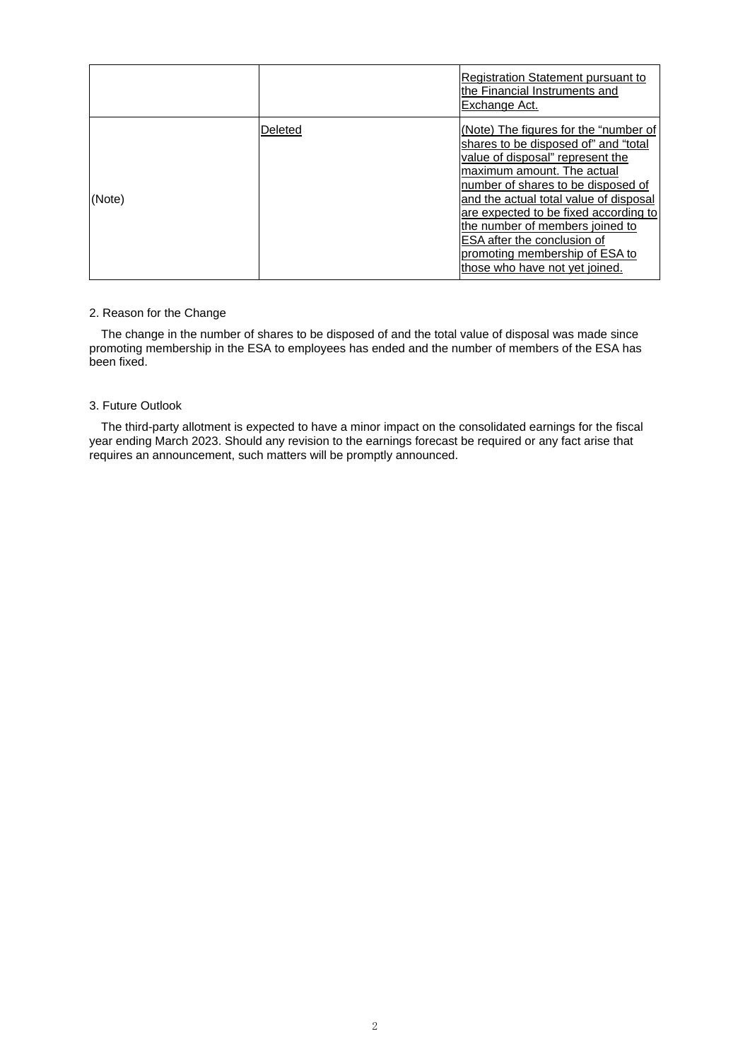| | | |
|---|---|---|
| | | Registration Statement pursuant to the Financial Instruments and Exchange Act. |
| (Note) | Deleted | (Note) The figures for the "number of shares to be disposed of" and "total value of disposal" represent the maximum amount. The actual number of shares to be disposed of and the actual total value of disposal are expected to be fixed according to the number of members joined to ESA after the conclusion of promoting membership of ESA to those who have not yet joined. |

2. Reason for the Change

The change in the number of shares to be disposed of and the total value of disposal was made since promoting membership in the ESA to employees has ended and the number of members of the ESA has been fixed.

3. Future Outlook

The third-party allotment is expected to have a minor impact on the consolidated earnings for the fiscal year ending March 2023. Should any revision to the earnings forecast be required or any fact arise that requires an announcement, such matters will be promptly announced.